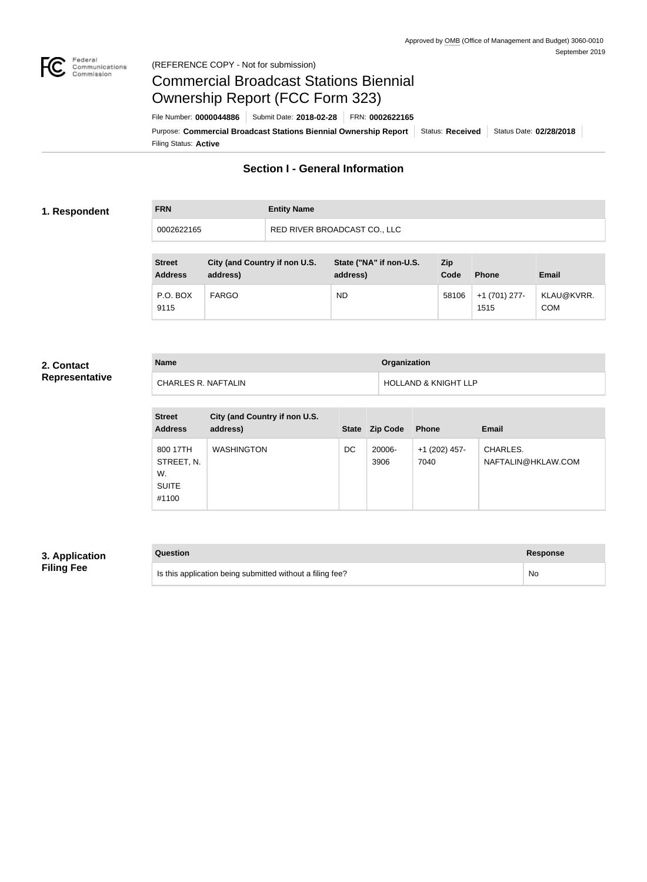Approved by OMB (Office of Management and Budget) 3060-0010
September 2019

(REFERENCE COPY - Not for submission)

# Commercial Broadcast Stations Biennial Ownership Report (FCC Form 323)

File Number: **0000044886** | Submit Date: **2018-02-28** | FRN: **0002622165**

Purpose: **Commercial Broadcast Stations Biennial Ownership Report** | Status: **Received** | Status Date: **02/28/2018**

Filing Status: **Active**

## Section I - General Information

### 1. Respondent

| FRN | Entity Name |
|---|---|
| 0002622165 | RED RIVER BROADCAST CO., LLC |

| Street Address | City (and Country if non U.S. address) | State ("NA" if non-U.S. address) | Zip Code | Phone | Email |
|---|---|---|---|---|---|
| P.O. BOX 9115 | FARGO | ND | 58106 | +1 (701) 277-1515 | KLAU@KVRR.COM |

### 2. Contact Representative

| Name | Organization |
|---|---|
| CHARLES R. NAFTALIN | HOLLAND & KNIGHT LLP |

| Street Address | City (and Country if non U.S. address) | State | Zip Code | Phone | Email |
|---|---|---|---|---|---|
| 800 17TH STREET, N.W. SUITE #1100 | WASHINGTON | DC | 20006-3906 | +1 (202) 457-7040 | CHARLES.NAFTALIN@HKLAW.COM |

### 3. Application Filing Fee

| Question | Response |
|---|---|
| Is this application being submitted without a filing fee? | No |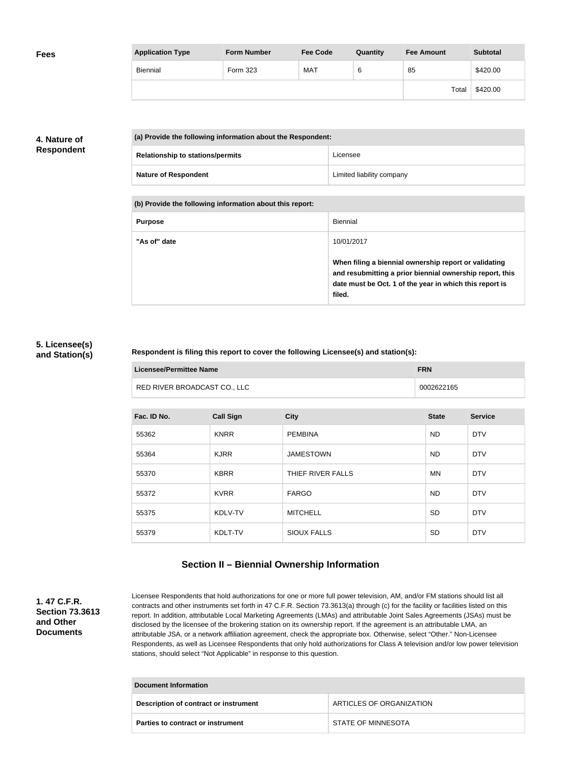**Fees**

| Application Type | Form Number | Fee Code | Quantity | Fee Amount | Subtotal |
|---|---|---|---|---|---|
| Biennial | Form 323 | MAT | 6 | 85 | $420.00 |
| | | | | Total | $420.00 |

**4. Nature of Respondent**

| (a) Provide the following information about the Respondent: | |
|---|---|
| **Relationship to stations/permits** | Licensee |
| **Nature of Respondent** | Limited liability company |

| (b) Provide the following information about this report: | |
|---|---|
| **Purpose** | Biennial |
| **"As of" date** | 10/01/2017<br><br>**When filing a biennial ownership report or validating and resubmitting a prior biennial ownership report, this date must be Oct. 1 of the year in which this report is filed.** |

**5. Licensee(s) and Station(s)**

**Respondent is filing this report to cover the following Licensee(s) and station(s):**

| Licensee/Permittee Name | FRN |
|---|---|
| RED RIVER BROADCAST CO., LLC | 0002622165 |

| Fac. ID No. | Call Sign | City | State | Service |
|---|---|---|---|---|
| 55362 | KNRR | PEMBINA | ND | DTV |
| 55364 | KJRR | JAMESTOWN | ND | DTV |
| 55370 | KBRR | THIEF RIVER FALLS | MN | DTV |
| 55372 | KVRR | FARGO | ND | DTV |
| 55375 | KDLV-TV | MITCHELL | SD | DTV |
| 55379 | KDLT-TV | SIOUX FALLS | SD | DTV |

## Section II – Biennial Ownership Information

**1. 47 C.F.R. Section 73.3613 and Other Documents**

Licensee Respondents that hold authorizations for one or more full power television, AM, and/or FM stations should list all contracts and other instruments set forth in 47 C.F.R. Section 73.3613(a) through (c) for the facility or facilities listed on this report. In addition, attributable Local Marketing Agreements (LMAs) and attributable Joint Sales Agreements (JSAs) must be disclosed by the licensee of the brokering station on its ownership report. If the agreement is an attributable LMA, an attributable JSA, or a network affiliation agreement, check the appropriate box. Otherwise, select "Other." Non-Licensee Respondents, as well as Licensee Respondents that only hold authorizations for Class A television and/or low power television stations, should select "Not Applicable" in response to this question.

| Document Information | |
|---|---|
| **Description of contract or instrument** | ARTICLES OF ORGANIZATION |
| **Parties to contract or instrument** | STATE OF MINNESOTA |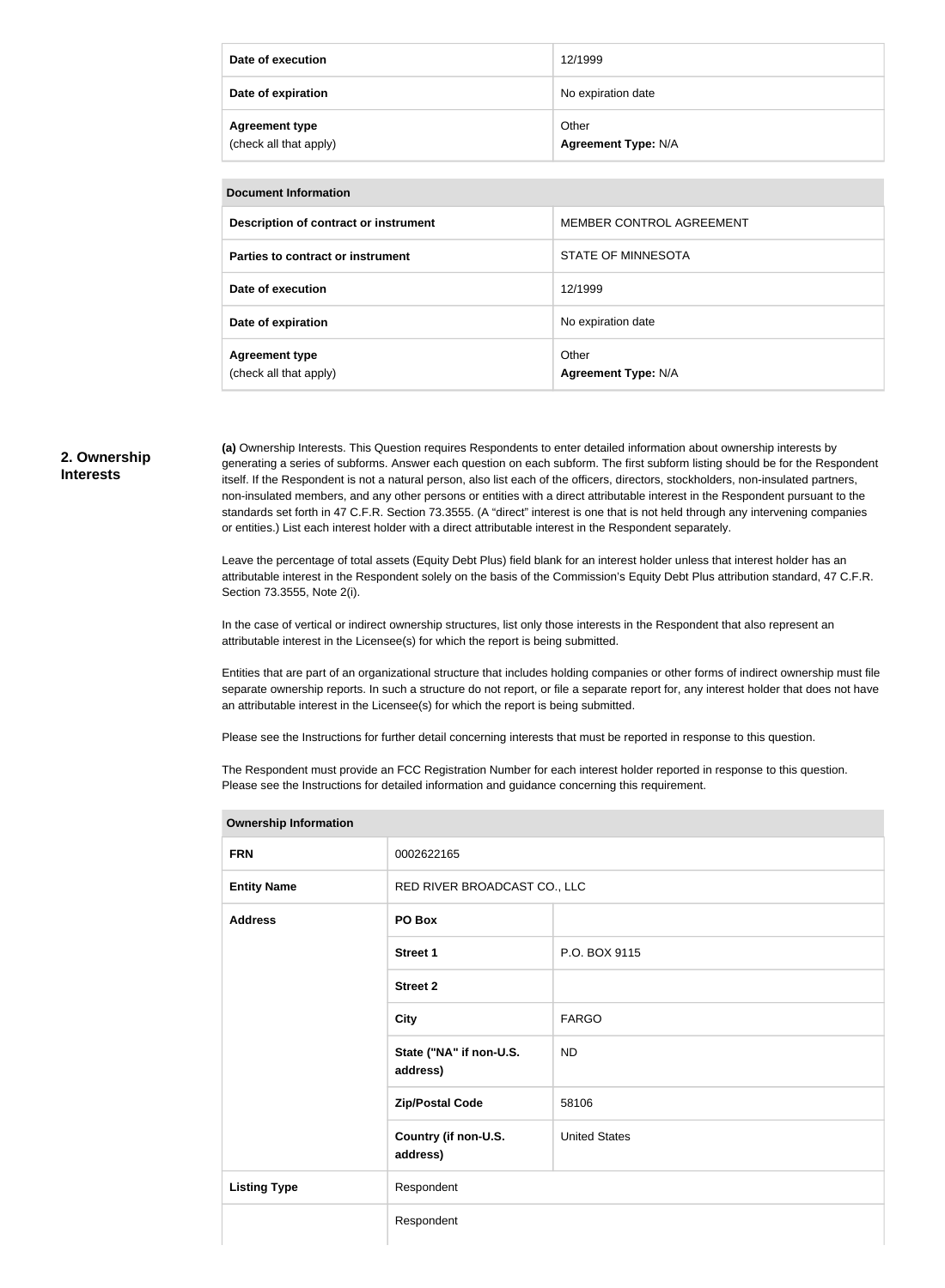| | |
|---|---|
| **Date of execution** | 12/1999 |
| **Date of expiration** | No expiration date |
| **Agreement type** (check all that apply) | Other **Agreement Type:** N/A |

| **Document Information** | |
|---|---|
| **Description of contract or instrument** | MEMBER CONTROL AGREEMENT |
| **Parties to contract or instrument** | STATE OF MINNESOTA |
| **Date of execution** | 12/1999 |
| **Date of expiration** | No expiration date |
| **Agreement type** (check all that apply) | Other **Agreement Type:** N/A |

## 2. Ownership Interests

**(a)** Ownership Interests. This Question requires Respondents to enter detailed information about ownership interests by generating a series of subforms. Answer each question on each subform. The first subform listing should be for the Respondent itself. If the Respondent is not a natural person, also list each of the officers, directors, stockholders, non-insulated partners, non-insulated members, and any other persons or entities with a direct attributable interest in the Respondent pursuant to the standards set forth in 47 C.F.R. Section 73.3555. (A "direct" interest is one that is not held through any intervening companies or entities.) List each interest holder with a direct attributable interest in the Respondent separately.

Leave the percentage of total assets (Equity Debt Plus) field blank for an interest holder unless that interest holder has an attributable interest in the Respondent solely on the basis of the Commission's Equity Debt Plus attribution standard, 47 C.F.R. Section 73.3555, Note 2(i).

In the case of vertical or indirect ownership structures, list only those interests in the Respondent that also represent an attributable interest in the Licensee(s) for which the report is being submitted.

Entities that are part of an organizational structure that includes holding companies or other forms of indirect ownership must file separate ownership reports. In such a structure do not report, or file a separate report for, any interest holder that does not have an attributable interest in the Licensee(s) for which the report is being submitted.

Please see the Instructions for further detail concerning interests that must be reported in response to this question.

The Respondent must provide an FCC Registration Number for each interest holder reported in response to this question. Please see the Instructions for detailed information and guidance concerning this requirement.

| **Ownership Information** | | |
|---|---|---|
| **FRN** | 0002622165 | |
| **Entity Name** | RED RIVER BROADCAST CO., LLC | |
| **Address** | **PO Box** | |
| | **Street 1** | P.O. BOX 9115 |
| | **Street 2** | |
| | **City** | FARGO |
| | **State ("NA" if non-U.S. address)** | ND |
| | **Zip/Postal Code** | 58106 |
| | **Country (if non-U.S. address)** | United States |
| **Listing Type** | Respondent | |
| | Respondent | |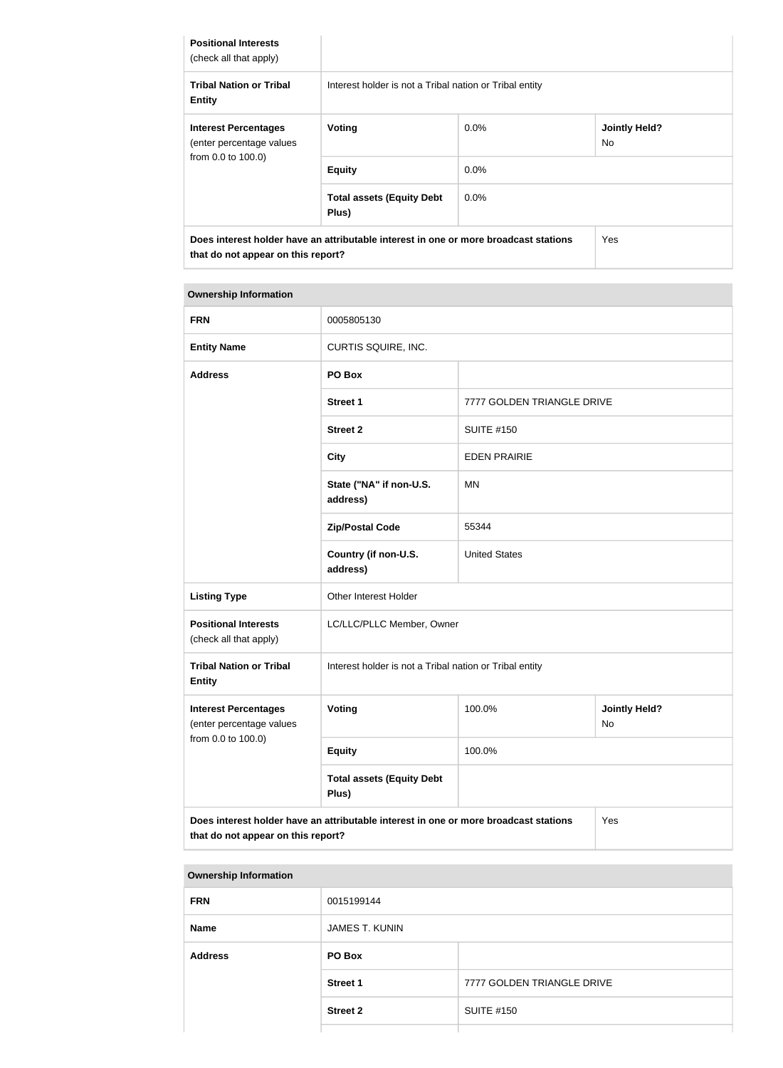| **Positional Interests** (check all that apply) | | | |
|---|---|---|---|
| **Tribal Nation or Tribal Entity** | Interest holder is not a Tribal nation or Tribal entity | | |
| **Interest Percentages** (enter percentage values from 0.0 to 100.0) | **Voting** | 0.0% | **Jointly Held?** No |
| | **Equity** | 0.0% | |
| | **Total assets (Equity Debt Plus)** | 0.0% | |
| **Does interest holder have an attributable interest in one or more broadcast stations that do not appear on this report?** | | | Yes |

**Ownership Information**

| **FRN** | 0005805130 | | |
|---|---|---|---|
| **Entity Name** | CURTIS SQUIRE, INC. | | |
| **Address** | **PO Box** | | |
| | **Street 1** | 7777 GOLDEN TRIANGLE DRIVE | |
| | **Street 2** | SUITE #150 | |
| | **City** | EDEN PRAIRIE | |
| | **State ("NA" if non-U.S. address)** | MN | |
| | **Zip/Postal Code** | 55344 | |
| | **Country (if non-U.S. address)** | United States | |
| **Listing Type** | Other Interest Holder | | |
| **Positional Interests** (check all that apply) | LC/LLC/PLLC Member, Owner | | |
| **Tribal Nation or Tribal Entity** | Interest holder is not a Tribal nation or Tribal entity | | |
| **Interest Percentages** (enter percentage values from 0.0 to 100.0) | **Voting** | 100.0% | **Jointly Held?** No |
| | **Equity** | 100.0% | |
| | **Total assets (Equity Debt Plus)** | | |
| **Does interest holder have an attributable interest in one or more broadcast stations that do not appear on this report?** | | | Yes |

**Ownership Information**

| **FRN** | 0015199144 | |
|---|---|---|
| **Name** | JAMES T. KUNIN | |
| **Address** | **PO Box** | |
| | **Street 1** | 7777 GOLDEN TRIANGLE DRIVE |
| | **Street 2** | SUITE #150 |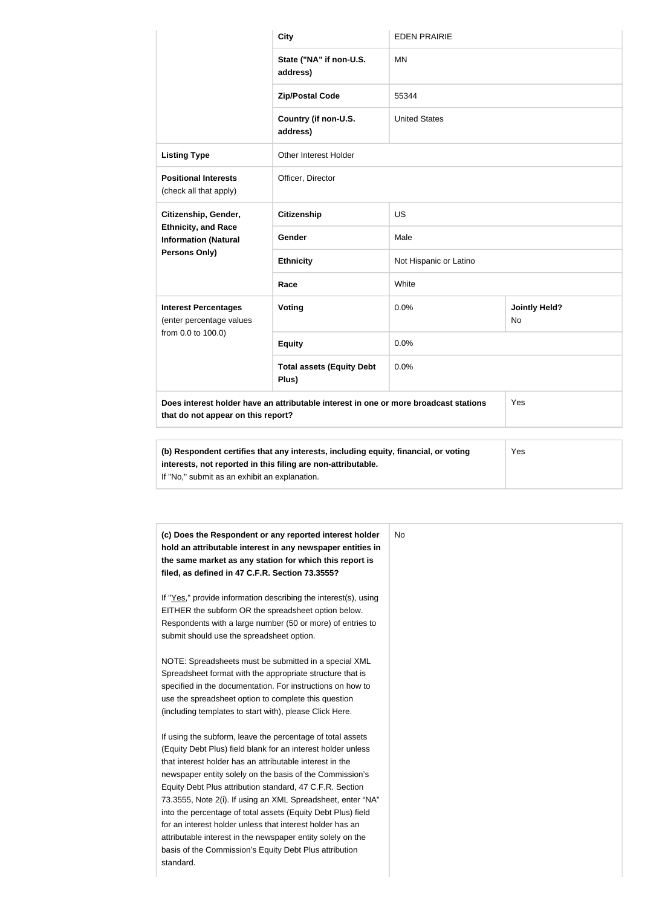| | | | |
|---|---|---|---|
| | **City** | EDEN PRAIRIE | |
| | **State ("NA" if non-U.S. address)** | MN | |
| | **Zip/Postal Code** | 55344 | |
| | **Country (if non-U.S. address)** | United States | |
| **Listing Type** | Other Interest Holder | | |
| **Positional Interests** (check all that apply) | Officer, Director | | |
| **Citizenship, Gender, Ethnicity, and Race Information (Natural Persons Only)** | **Citizenship** | US | |
| | **Gender** | Male | |
| | **Ethnicity** | Not Hispanic or Latino | |
| | **Race** | White | |
| **Interest Percentages** (enter percentage values from 0.0 to 100.0) | **Voting** | 0.0% | **Jointly Held?** No |
| | **Equity** | 0.0% | |
| | **Total assets (Equity Debt Plus)** | 0.0% | |
| **Does interest holder have an attributable interest in one or more broadcast stations that do not appear on this report?** | | | Yes |

| | |
|---|---|
| **(b) Respondent certifies that any interests, including equity, financial, or voting interests, not reported in this filing are non-attributable.** If "No," submit as an exhibit an explanation. | Yes |

| | |
|---|---|
| **(c) Does the Respondent or any reported interest holder hold an attributable interest in any newspaper entities in the same market as any station for which this report is filed, as defined in 47 C.F.R. Section 73.3555?**<br><br>If "Yes," provide information describing the interest(s), using EITHER the subform OR the spreadsheet option below. Respondents with a large number (50 or more) of entries to submit should use the spreadsheet option.<br><br>NOTE: Spreadsheets must be submitted in a special XML Spreadsheet format with the appropriate structure that is specified in the documentation. For instructions on how to use the spreadsheet option to complete this question (including templates to start with), please Click Here.<br><br>If using the subform, leave the percentage of total assets (Equity Debt Plus) field blank for an interest holder unless that interest holder has an attributable interest in the newspaper entity solely on the basis of the Commission's Equity Debt Plus attribution standard, 47 C.F.R. Section 73.3555, Note 2(i). If using an XML Spreadsheet, enter "NA" into the percentage of total assets (Equity Debt Plus) field for an interest holder unless that interest holder has an attributable interest in the newspaper entity solely on the basis of the Commission's Equity Debt Plus attribution standard. | No |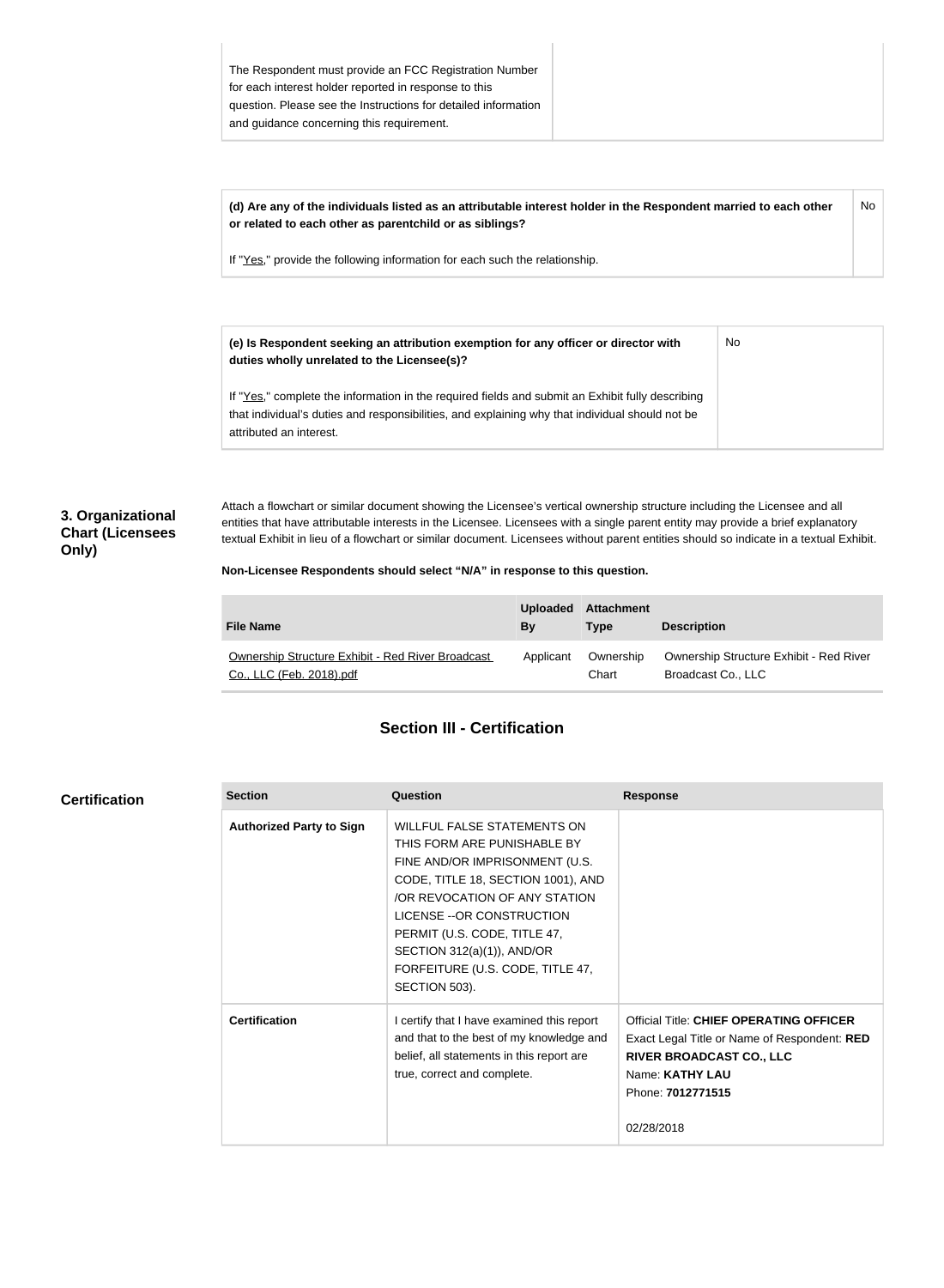| | |
|---|---|
| The Respondent must provide an FCC Registration Number for each interest holder reported in response to this question. Please see the Instructions for detailed information and guidance concerning this requirement. | |

| | |
|---|---|
| **(d) Are any of the individuals listed as an attributable interest holder in the Respondent married to each other or related to each other as parentchild or as siblings?**<br><br>If "Yes," provide the following information for each such the relationship. | No |

| | |
|---|---|
| **(e) Is Respondent seeking an attribution exemption for any officer or director with duties wholly unrelated to the Licensee(s)?**<br><br>If "Yes," complete the information in the required fields and submit an Exhibit fully describing that individual's duties and responsibilities, and explaining why that individual should not be attributed an interest. | No |

### 3. Organizational Chart (Licensees Only)

Attach a flowchart or similar document showing the Licensee's vertical ownership structure including the Licensee and all entities that have attributable interests in the Licensee. Licensees with a single parent entity may provide a brief explanatory textual Exhibit in lieu of a flowchart or similar document. Licensees without parent entities should so indicate in a textual Exhibit.

**Non-Licensee Respondents should select "N/A" in response to this question.**

| File Name | Uploaded By | Attachment Type | Description |
|---|---|---|---|
| Ownership Structure Exhibit - Red River Broadcast Co., LLC (Feb. 2018).pdf | Applicant | Ownership Chart | Ownership Structure Exhibit - Red River Broadcast Co., LLC |

## Section III - Certification

### Certification

| Section | Question | Response |
|---|---|---|
| **Authorized Party to Sign** | WILLFUL FALSE STATEMENTS ON THIS FORM ARE PUNISHABLE BY FINE AND/OR IMPRISONMENT (U.S. CODE, TITLE 18, SECTION 1001), AND /OR REVOCATION OF ANY STATION LICENSE --OR CONSTRUCTION PERMIT (U.S. CODE, TITLE 47, SECTION 312(a)(1)), AND/OR FORFEITURE (U.S. CODE, TITLE 47, SECTION 503). | |
| **Certification** | I certify that I have examined this report and that to the best of my knowledge and belief, all statements in this report are true, correct and complete. | Official Title: **CHIEF OPERATING OFFICER**<br>Exact Legal Title or Name of Respondent: **RED RIVER BROADCAST CO., LLC**<br>Name: **KATHY LAU**<br>Phone: **7012771515**<br><br>02/28/2018 |